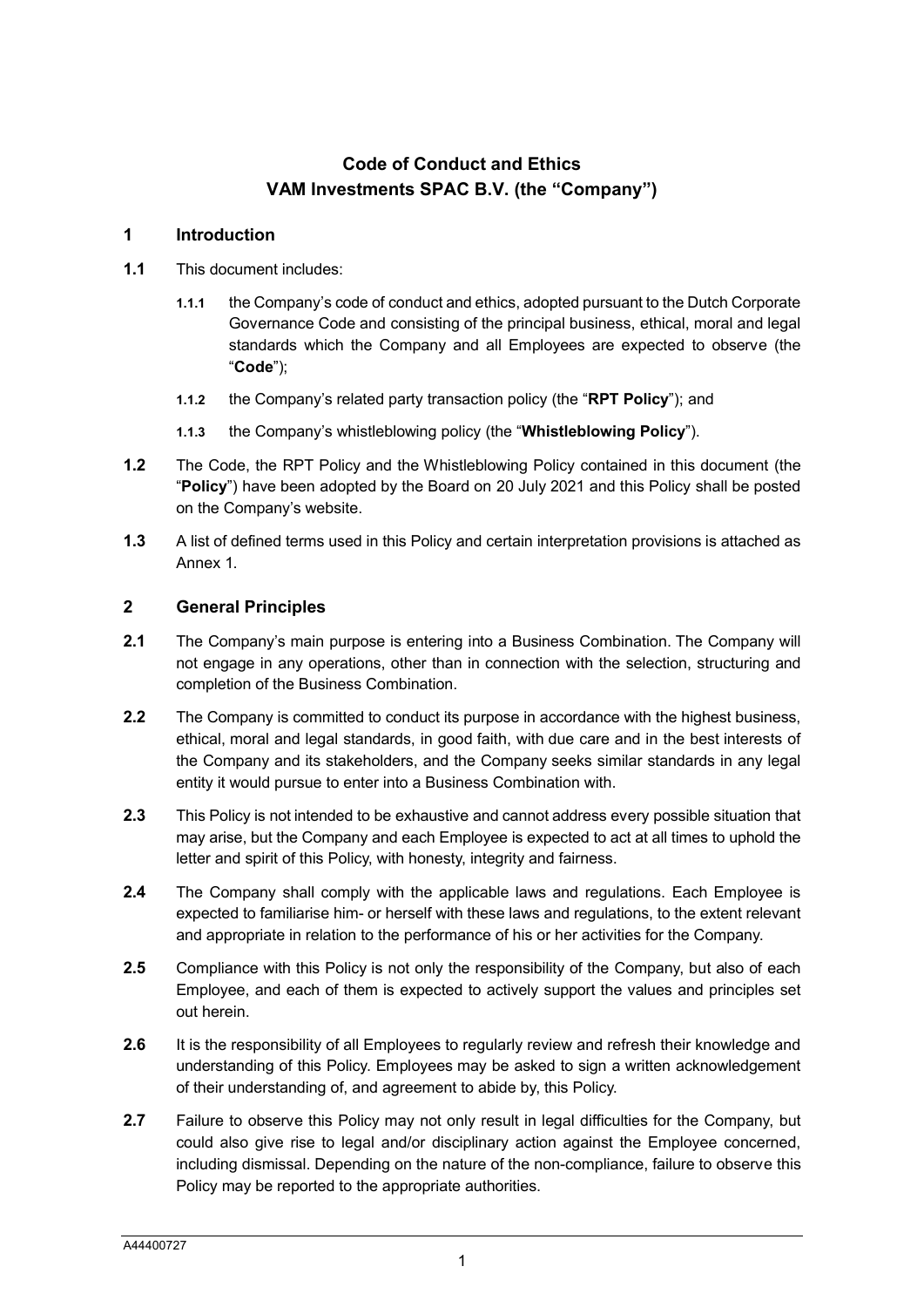# Code of Conduct and Ethics
# VAM Investments SPAC B.V. (the "Company")

## 1 Introduction

**1.1** This document includes:

**1.1.1** the Company's code of conduct and ethics, adopted pursuant to the Dutch Corporate Governance Code and consisting of the principal business, ethical, moral and legal standards which the Company and all Employees are expected to observe (the "**Code**");

**1.1.2** the Company's related party transaction policy (the "**RPT Policy**"); and

**1.1.3** the Company's whistleblowing policy (the "**Whistleblowing Policy**").

**1.2** The Code, the RPT Policy and the Whistleblowing Policy contained in this document (the "**Policy**") have been adopted by the Board on 20 July 2021 and this Policy shall be posted on the Company's website.

**1.3** A list of defined terms used in this Policy and certain interpretation provisions is attached as Annex 1.

## 2 General Principles

**2.1** The Company's main purpose is entering into a Business Combination. The Company will not engage in any operations, other than in connection with the selection, structuring and completion of the Business Combination.

**2.2** The Company is committed to conduct its purpose in accordance with the highest business, ethical, moral and legal standards, in good faith, with due care and in the best interests of the Company and its stakeholders, and the Company seeks similar standards in any legal entity it would pursue to enter into a Business Combination with.

**2.3** This Policy is not intended to be exhaustive and cannot address every possible situation that may arise, but the Company and each Employee is expected to act at all times to uphold the letter and spirit of this Policy, with honesty, integrity and fairness.

**2.4** The Company shall comply with the applicable laws and regulations. Each Employee is expected to familiarise him- or herself with these laws and regulations, to the extent relevant and appropriate in relation to the performance of his or her activities for the Company.

**2.5** Compliance with this Policy is not only the responsibility of the Company, but also of each Employee, and each of them is expected to actively support the values and principles set out herein.

**2.6** It is the responsibility of all Employees to regularly review and refresh their knowledge and understanding of this Policy. Employees may be asked to sign a written acknowledgement of their understanding of, and agreement to abide by, this Policy.

**2.7** Failure to observe this Policy may not only result in legal difficulties for the Company, but could also give rise to legal and/or disciplinary action against the Employee concerned, including dismissal. Depending on the nature of the non-compliance, failure to observe this Policy may be reported to the appropriate authorities.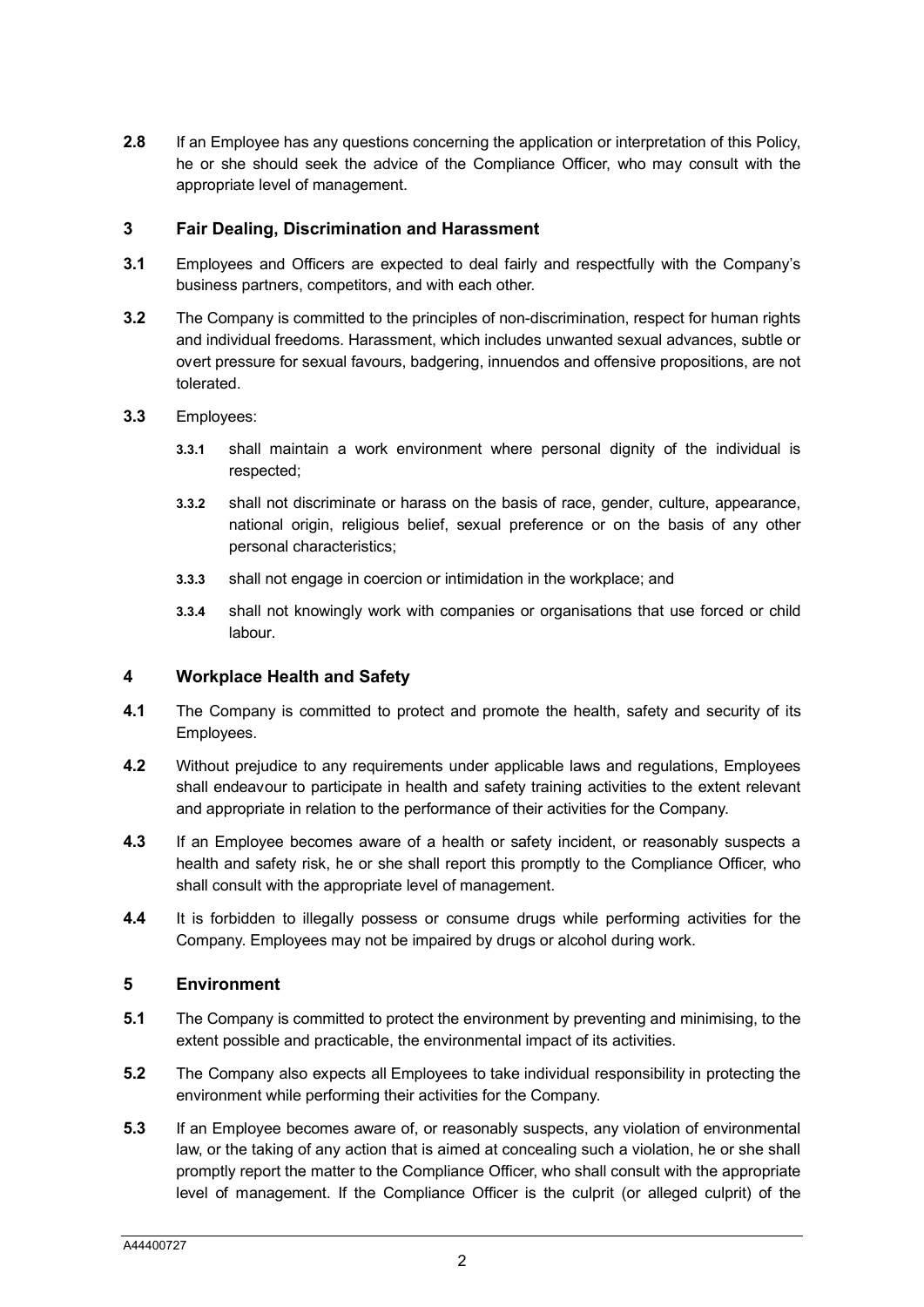**2.8** If an Employee has any questions concerning the application or interpretation of this Policy, he or she should seek the advice of the Compliance Officer, who may consult with the appropriate level of management.

## 3 Fair Dealing, Discrimination and Harassment

**3.1** Employees and Officers are expected to deal fairly and respectfully with the Company's business partners, competitors, and with each other.

**3.2** The Company is committed to the principles of non-discrimination, respect for human rights and individual freedoms. Harassment, which includes unwanted sexual advances, subtle or overt pressure for sexual favours, badgering, innuendos and offensive propositions, are not tolerated.

**3.3** Employees:

- **3.3.1** shall maintain a work environment where personal dignity of the individual is respected;
- **3.3.2** shall not discriminate or harass on the basis of race, gender, culture, appearance, national origin, religious belief, sexual preference or on the basis of any other personal characteristics;
- **3.3.3** shall not engage in coercion or intimidation in the workplace; and
- **3.3.4** shall not knowingly work with companies or organisations that use forced or child labour.

## 4 Workplace Health and Safety

**4.1** The Company is committed to protect and promote the health, safety and security of its Employees.

**4.2** Without prejudice to any requirements under applicable laws and regulations, Employees shall endeavour to participate in health and safety training activities to the extent relevant and appropriate in relation to the performance of their activities for the Company.

**4.3** If an Employee becomes aware of a health or safety incident, or reasonably suspects a health and safety risk, he or she shall report this promptly to the Compliance Officer, who shall consult with the appropriate level of management.

**4.4** It is forbidden to illegally possess or consume drugs while performing activities for the Company. Employees may not be impaired by drugs or alcohol during work.

## 5 Environment

**5.1** The Company is committed to protect the environment by preventing and minimising, to the extent possible and practicable, the environmental impact of its activities.

**5.2** The Company also expects all Employees to take individual responsibility in protecting the environment while performing their activities for the Company.

**5.3** If an Employee becomes aware of, or reasonably suspects, any violation of environmental law, or the taking of any action that is aimed at concealing such a violation, he or she shall promptly report the matter to the Compliance Officer, who shall consult with the appropriate level of management. If the Compliance Officer is the culprit (or alleged culprit) of the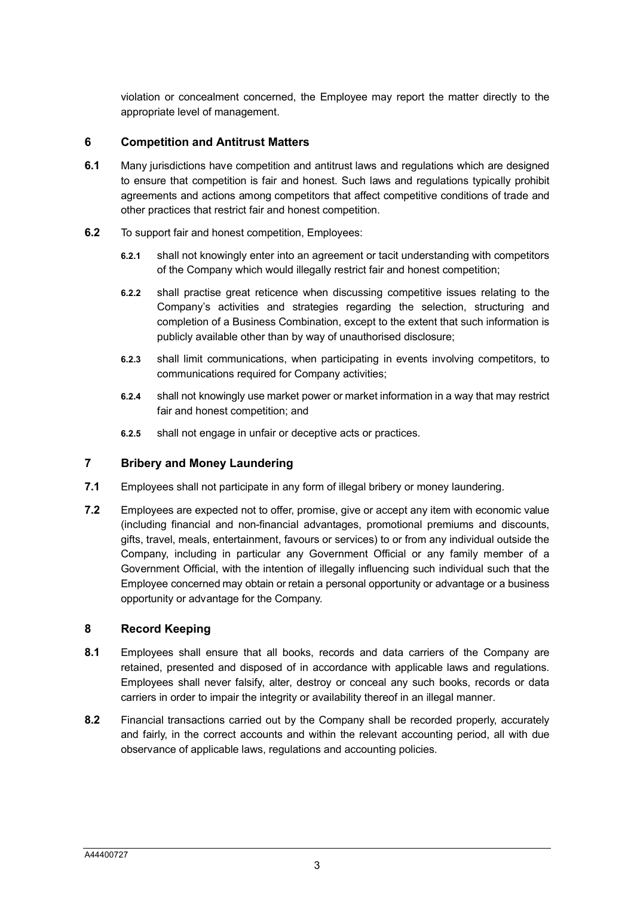violation or concealment concerned, the Employee may report the matter directly to the appropriate level of management.

## 6 Competition and Antitrust Matters

**6.1** Many jurisdictions have competition and antitrust laws and regulations which are designed to ensure that competition is fair and honest. Such laws and regulations typically prohibit agreements and actions among competitors that affect competitive conditions of trade and other practices that restrict fair and honest competition.

**6.2** To support fair and honest competition, Employees:

- **6.2.1** shall not knowingly enter into an agreement or tacit understanding with competitors of the Company which would illegally restrict fair and honest competition;
- **6.2.2** shall practise great reticence when discussing competitive issues relating to the Company's activities and strategies regarding the selection, structuring and completion of a Business Combination, except to the extent that such information is publicly available other than by way of unauthorised disclosure;
- **6.2.3** shall limit communications, when participating in events involving competitors, to communications required for Company activities;
- **6.2.4** shall not knowingly use market power or market information in a way that may restrict fair and honest competition; and
- **6.2.5** shall not engage in unfair or deceptive acts or practices.

## 7 Bribery and Money Laundering

**7.1** Employees shall not participate in any form of illegal bribery or money laundering.

**7.2** Employees are expected not to offer, promise, give or accept any item with economic value (including financial and non-financial advantages, promotional premiums and discounts, gifts, travel, meals, entertainment, favours or services) to or from any individual outside the Company, including in particular any Government Official or any family member of a Government Official, with the intention of illegally influencing such individual such that the Employee concerned may obtain or retain a personal opportunity or advantage or a business opportunity or advantage for the Company.

## 8 Record Keeping

**8.1** Employees shall ensure that all books, records and data carriers of the Company are retained, presented and disposed of in accordance with applicable laws and regulations. Employees shall never falsify, alter, destroy or conceal any such books, records or data carriers in order to impair the integrity or availability thereof in an illegal manner.

**8.2** Financial transactions carried out by the Company shall be recorded properly, accurately and fairly, in the correct accounts and within the relevant accounting period, all with due observance of applicable laws, regulations and accounting policies.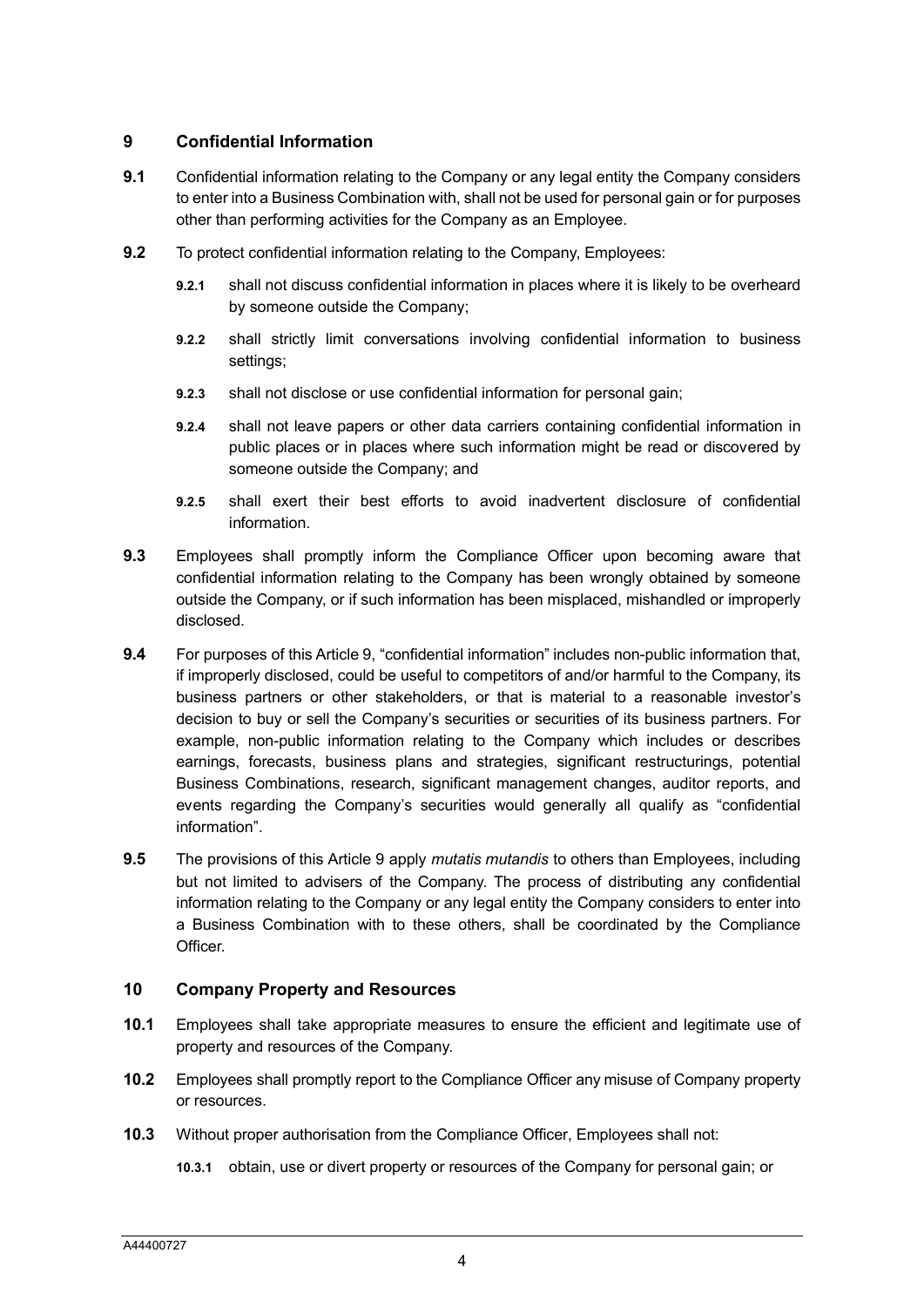## 9 Confidential Information

**9.1** Confidential information relating to the Company or any legal entity the Company considers to enter into a Business Combination with, shall not be used for personal gain or for purposes other than performing activities for the Company as an Employee.

**9.2** To protect confidential information relating to the Company, Employees:

**9.2.1** shall not discuss confidential information in places where it is likely to be overheard by someone outside the Company;

**9.2.2** shall strictly limit conversations involving confidential information to business settings;

**9.2.3** shall not disclose or use confidential information for personal gain;

**9.2.4** shall not leave papers or other data carriers containing confidential information in public places or in places where such information might be read or discovered by someone outside the Company; and

**9.2.5** shall exert their best efforts to avoid inadvertent disclosure of confidential information.

**9.3** Employees shall promptly inform the Compliance Officer upon becoming aware that confidential information relating to the Company has been wrongly obtained by someone outside the Company, or if such information has been misplaced, mishandled or improperly disclosed.

**9.4** For purposes of this Article 9, "confidential information" includes non-public information that, if improperly disclosed, could be useful to competitors of and/or harmful to the Company, its business partners or other stakeholders, or that is material to a reasonable investor's decision to buy or sell the Company's securities or securities of its business partners. For example, non-public information relating to the Company which includes or describes earnings, forecasts, business plans and strategies, significant restructurings, potential Business Combinations, research, significant management changes, auditor reports, and events regarding the Company's securities would generally all qualify as "confidential information".

**9.5** The provisions of this Article 9 apply *mutatis mutandis* to others than Employees, including but not limited to advisers of the Company. The process of distributing any confidential information relating to the Company or any legal entity the Company considers to enter into a Business Combination with to these others, shall be coordinated by the Compliance Officer.

## 10 Company Property and Resources

**10.1** Employees shall take appropriate measures to ensure the efficient and legitimate use of property and resources of the Company.

**10.2** Employees shall promptly report to the Compliance Officer any misuse of Company property or resources.

**10.3** Without proper authorisation from the Compliance Officer, Employees shall not:

**10.3.1** obtain, use or divert property or resources of the Company for personal gain; or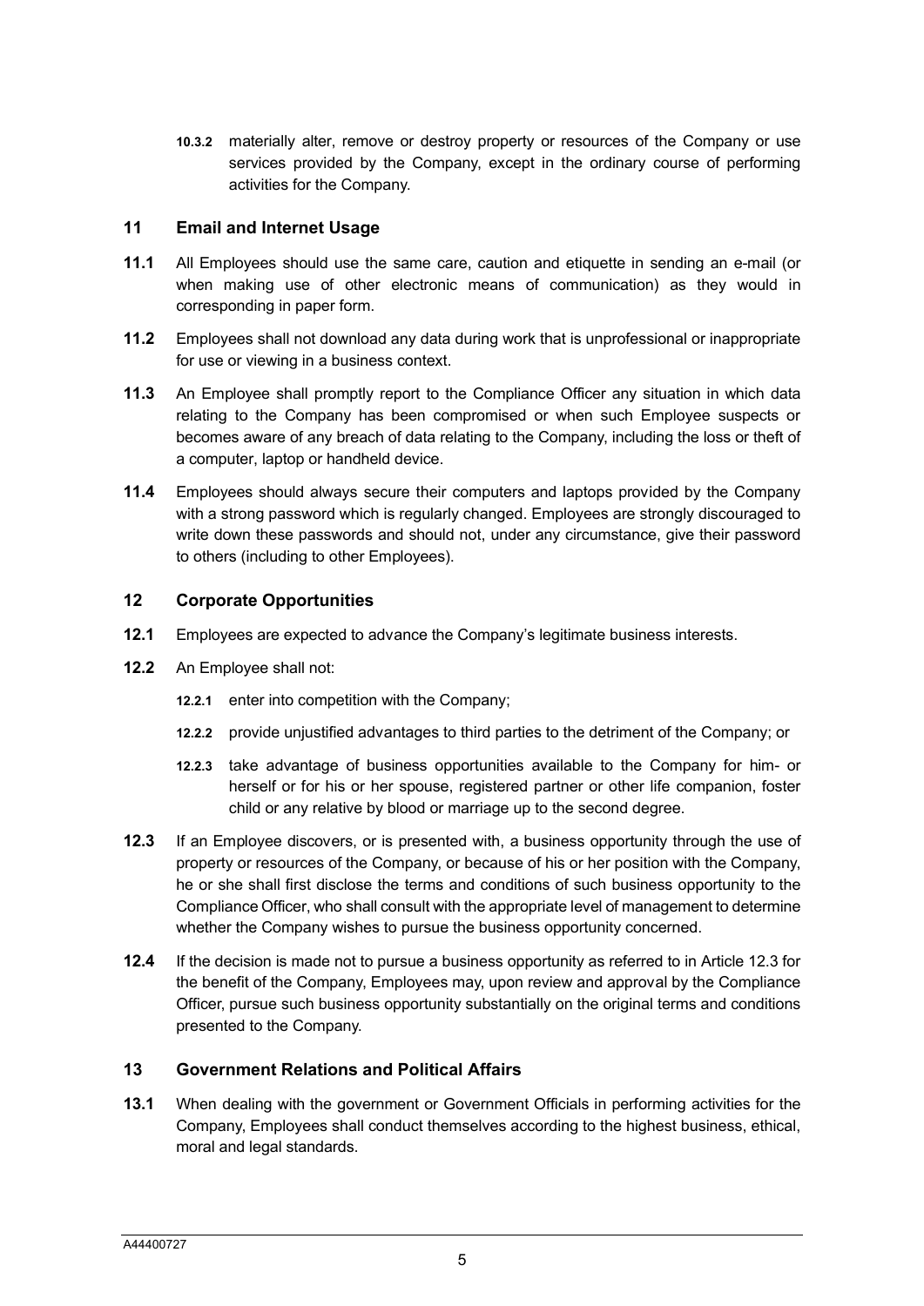**10.3.2** materially alter, remove or destroy property or resources of the Company or use services provided by the Company, except in the ordinary course of performing activities for the Company.

## 11 Email and Internet Usage

**11.1** All Employees should use the same care, caution and etiquette in sending an e-mail (or when making use of other electronic means of communication) as they would in corresponding in paper form.

**11.2** Employees shall not download any data during work that is unprofessional or inappropriate for use or viewing in a business context.

**11.3** An Employee shall promptly report to the Compliance Officer any situation in which data relating to the Company has been compromised or when such Employee suspects or becomes aware of any breach of data relating to the Company, including the loss or theft of a computer, laptop or handheld device.

**11.4** Employees should always secure their computers and laptops provided by the Company with a strong password which is regularly changed. Employees are strongly discouraged to write down these passwords and should not, under any circumstance, give their password to others (including to other Employees).

## 12 Corporate Opportunities

**12.1** Employees are expected to advance the Company's legitimate business interests.

**12.2** An Employee shall not:

**12.2.1** enter into competition with the Company;

**12.2.2** provide unjustified advantages to third parties to the detriment of the Company; or

**12.2.3** take advantage of business opportunities available to the Company for him- or herself or for his or her spouse, registered partner or other life companion, foster child or any relative by blood or marriage up to the second degree.

**12.3** If an Employee discovers, or is presented with, a business opportunity through the use of property or resources of the Company, or because of his or her position with the Company, he or she shall first disclose the terms and conditions of such business opportunity to the Compliance Officer, who shall consult with the appropriate level of management to determine whether the Company wishes to pursue the business opportunity concerned.

**12.4** If the decision is made not to pursue a business opportunity as referred to in Article 12.3 for the benefit of the Company, Employees may, upon review and approval by the Compliance Officer, pursue such business opportunity substantially on the original terms and conditions presented to the Company.

## 13 Government Relations and Political Affairs

**13.1** When dealing with the government or Government Officials in performing activities for the Company, Employees shall conduct themselves according to the highest business, ethical, moral and legal standards.

A44400727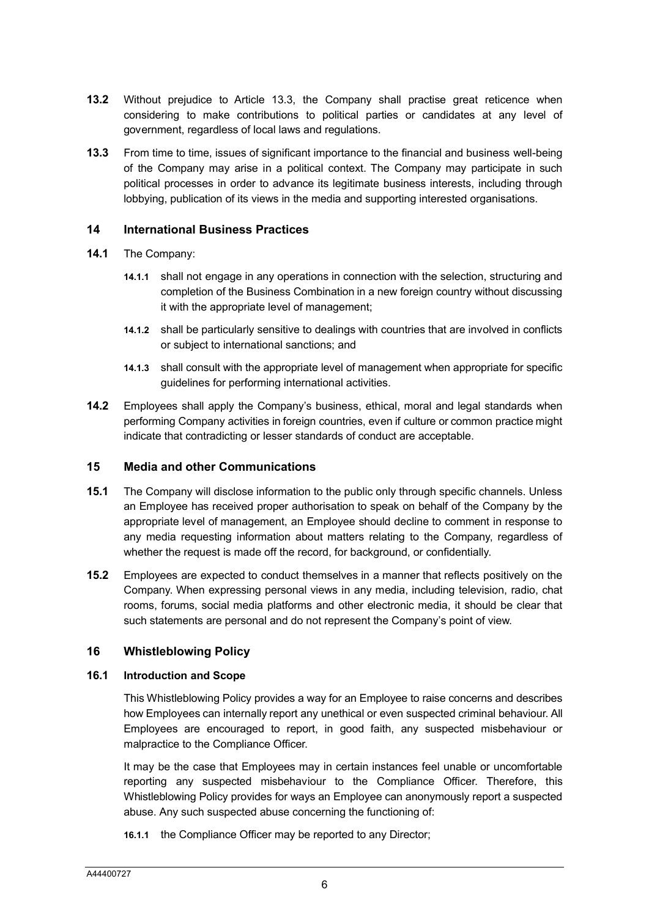**13.2** Without prejudice to Article 13.3, the Company shall practise great reticence when considering to make contributions to political parties or candidates at any level of government, regardless of local laws and regulations.

**13.3** From time to time, issues of significant importance to the financial and business well-being of the Company may arise in a political context. The Company may participate in such political processes in order to advance its legitimate business interests, including through lobbying, publication of its views in the media and supporting interested organisations.

## 14 International Business Practices

**14.1** The Company:

**14.1.1** shall not engage in any operations in connection with the selection, structuring and completion of the Business Combination in a new foreign country without discussing it with the appropriate level of management;

**14.1.2** shall be particularly sensitive to dealings with countries that are involved in conflicts or subject to international sanctions; and

**14.1.3** shall consult with the appropriate level of management when appropriate for specific guidelines for performing international activities.

**14.2** Employees shall apply the Company's business, ethical, moral and legal standards when performing Company activities in foreign countries, even if culture or common practice might indicate that contradicting or lesser standards of conduct are acceptable.

## 15 Media and other Communications

**15.1** The Company will disclose information to the public only through specific channels. Unless an Employee has received proper authorisation to speak on behalf of the Company by the appropriate level of management, an Employee should decline to comment in response to any media requesting information about matters relating to the Company, regardless of whether the request is made off the record, for background, or confidentially.

**15.2** Employees are expected to conduct themselves in a manner that reflects positively on the Company. When expressing personal views in any media, including television, radio, chat rooms, forums, social media platforms and other electronic media, it should be clear that such statements are personal and do not represent the Company's point of view.

## 16 Whistleblowing Policy

### 16.1 Introduction and Scope

This Whistleblowing Policy provides a way for an Employee to raise concerns and describes how Employees can internally report any unethical or even suspected criminal behaviour. All Employees are encouraged to report, in good faith, any suspected misbehaviour or malpractice to the Compliance Officer.

It may be the case that Employees may in certain instances feel unable or uncomfortable reporting any suspected misbehaviour to the Compliance Officer. Therefore, this Whistleblowing Policy provides for ways an Employee can anonymously report a suspected abuse. Any such suspected abuse concerning the functioning of:

**16.1.1** the Compliance Officer may be reported to any Director;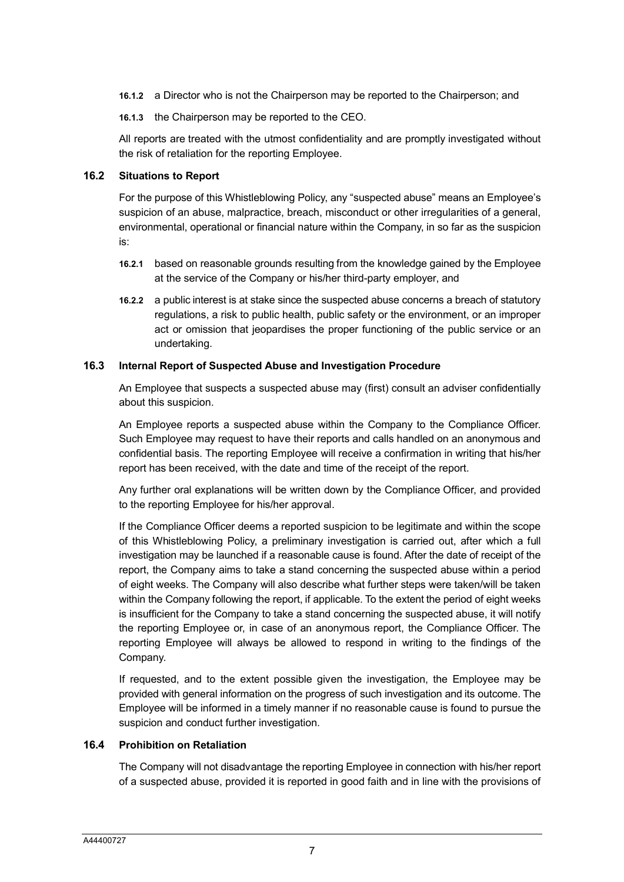**16.1.2** a Director who is not the Chairperson may be reported to the Chairperson; and

**16.1.3** the Chairperson may be reported to the CEO.

All reports are treated with the utmost confidentiality and are promptly investigated without the risk of retaliation for the reporting Employee.

### 16.2 Situations to Report

For the purpose of this Whistleblowing Policy, any "suspected abuse" means an Employee's suspicion of an abuse, malpractice, breach, misconduct or other irregularities of a general, environmental, operational or financial nature within the Company, in so far as the suspicion is:

**16.2.1** based on reasonable grounds resulting from the knowledge gained by the Employee at the service of the Company or his/her third-party employer, and

**16.2.2** a public interest is at stake since the suspected abuse concerns a breach of statutory regulations, a risk to public health, public safety or the environment, or an improper act or omission that jeopardises the proper functioning of the public service or an undertaking.

### 16.3 Internal Report of Suspected Abuse and Investigation Procedure

An Employee that suspects a suspected abuse may (first) consult an adviser confidentially about this suspicion.

An Employee reports a suspected abuse within the Company to the Compliance Officer. Such Employee may request to have their reports and calls handled on an anonymous and confidential basis. The reporting Employee will receive a confirmation in writing that his/her report has been received, with the date and time of the receipt of the report.

Any further oral explanations will be written down by the Compliance Officer, and provided to the reporting Employee for his/her approval.

If the Compliance Officer deems a reported suspicion to be legitimate and within the scope of this Whistleblowing Policy, a preliminary investigation is carried out, after which a full investigation may be launched if a reasonable cause is found. After the date of receipt of the report, the Company aims to take a stand concerning the suspected abuse within a period of eight weeks. The Company will also describe what further steps were taken/will be taken within the Company following the report, if applicable. To the extent the period of eight weeks is insufficient for the Company to take a stand concerning the suspected abuse, it will notify the reporting Employee or, in case of an anonymous report, the Compliance Officer. The reporting Employee will always be allowed to respond in writing to the findings of the Company.

If requested, and to the extent possible given the investigation, the Employee may be provided with general information on the progress of such investigation and its outcome. The Employee will be informed in a timely manner if no reasonable cause is found to pursue the suspicion and conduct further investigation.

### 16.4 Prohibition on Retaliation

The Company will not disadvantage the reporting Employee in connection with his/her report of a suspected abuse, provided it is reported in good faith and in line with the provisions of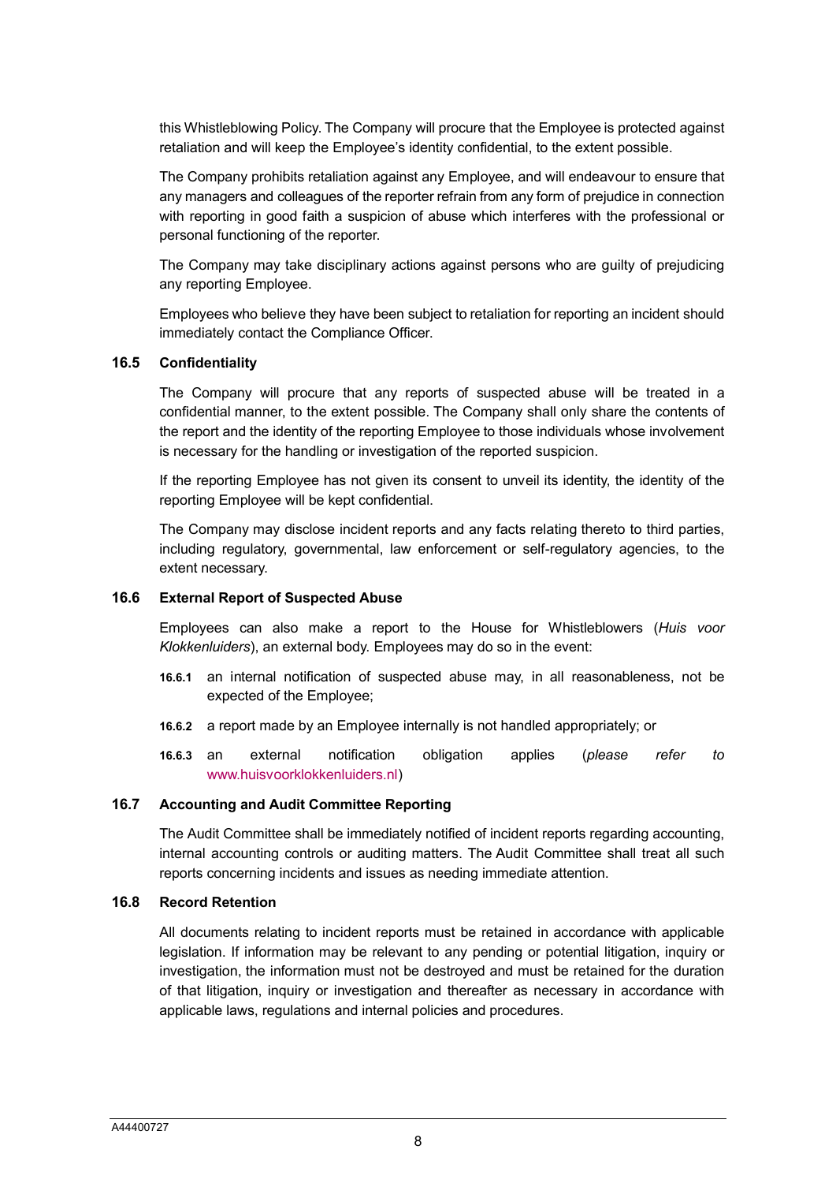this Whistleblowing Policy. The Company will procure that the Employee is protected against retaliation and will keep the Employee's identity confidential, to the extent possible.

The Company prohibits retaliation against any Employee, and will endeavour to ensure that any managers and colleagues of the reporter refrain from any form of prejudice in connection with reporting in good faith a suspicion of abuse which interferes with the professional or personal functioning of the reporter.

The Company may take disciplinary actions against persons who are guilty of prejudicing any reporting Employee.

Employees who believe they have been subject to retaliation for reporting an incident should immediately contact the Compliance Officer.

### 16.5 Confidentiality

The Company will procure that any reports of suspected abuse will be treated in a confidential manner, to the extent possible. The Company shall only share the contents of the report and the identity of the reporting Employee to those individuals whose involvement is necessary for the handling or investigation of the reported suspicion.

If the reporting Employee has not given its consent to unveil its identity, the identity of the reporting Employee will be kept confidential.

The Company may disclose incident reports and any facts relating thereto to third parties, including regulatory, governmental, law enforcement or self-regulatory agencies, to the extent necessary.

### 16.6 External Report of Suspected Abuse

Employees can also make a report to the House for Whistleblowers (*Huis voor Klokkenluiders*), an external body. Employees may do so in the event:

**16.6.1** an internal notification of suspected abuse may, in all reasonableness, not be expected of the Employee;

**16.6.2** a report made by an Employee internally is not handled appropriately; or

**16.6.3** an external notification obligation applies (*please refer to* www.huisvoorklokkenluiders.nl)

### 16.7 Accounting and Audit Committee Reporting

The Audit Committee shall be immediately notified of incident reports regarding accounting, internal accounting controls or auditing matters. The Audit Committee shall treat all such reports concerning incidents and issues as needing immediate attention.

### 16.8 Record Retention

All documents relating to incident reports must be retained in accordance with applicable legislation. If information may be relevant to any pending or potential litigation, inquiry or investigation, the information must not be destroyed and must be retained for the duration of that litigation, inquiry or investigation and thereafter as necessary in accordance with applicable laws, regulations and internal policies and procedures.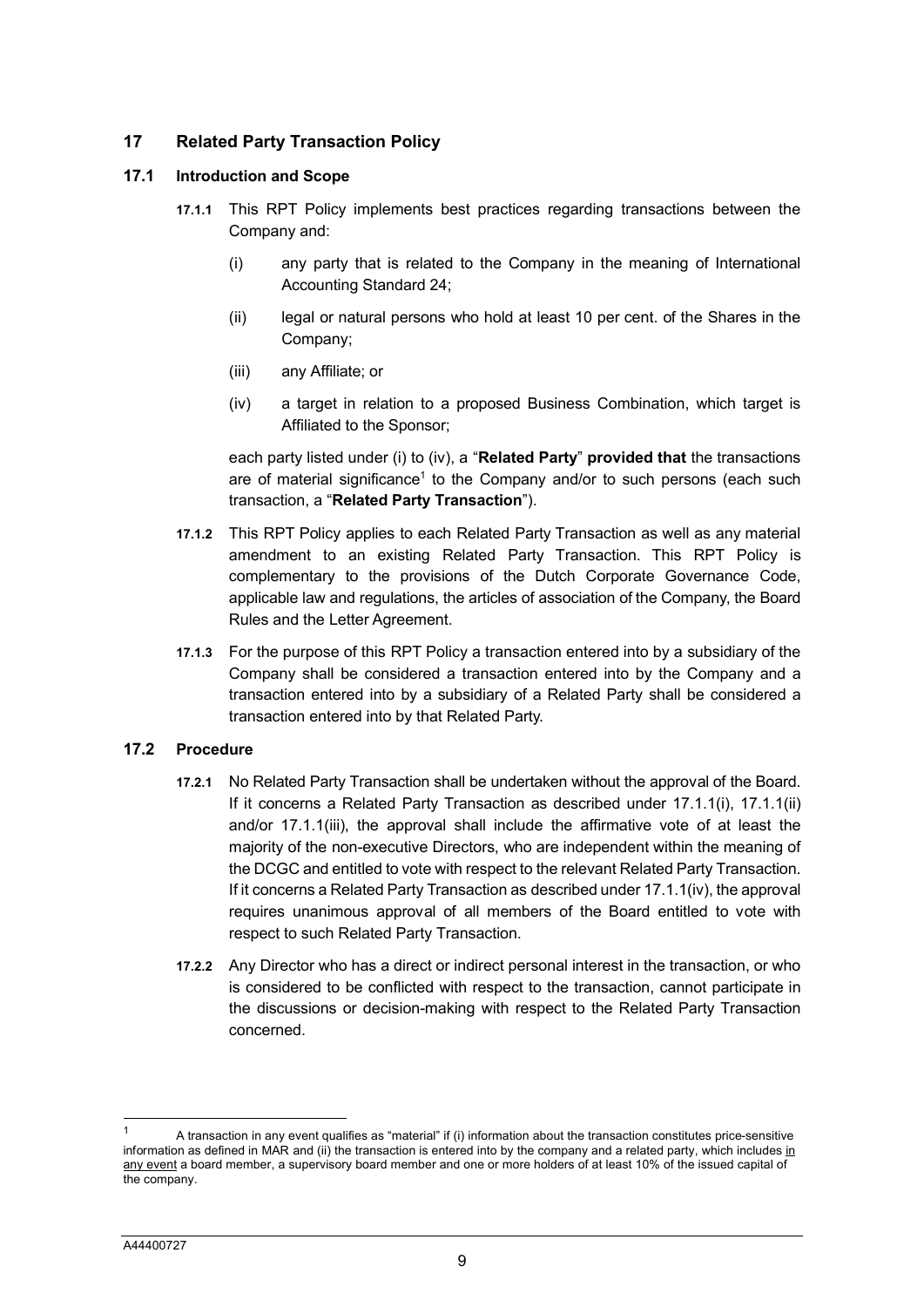## 17 Related Party Transaction Policy

### 17.1 Introduction and Scope

**17.1.1** This RPT Policy implements best practices regarding transactions between the Company and:

(i) any party that is related to the Company in the meaning of International Accounting Standard 24;

(ii) legal or natural persons who hold at least 10 per cent. of the Shares in the Company;

(iii) any Affiliate; or

(iv) a target in relation to a proposed Business Combination, which target is Affiliated to the Sponsor;

each party listed under (i) to (iv), a "**Related Party**" **provided that** the transactions are of material significance[1] to the Company and/or to such persons (each such transaction, a "**Related Party Transaction**").

**17.1.2** This RPT Policy applies to each Related Party Transaction as well as any material amendment to an existing Related Party Transaction. This RPT Policy is complementary to the provisions of the Dutch Corporate Governance Code, applicable law and regulations, the articles of association of the Company, the Board Rules and the Letter Agreement.

**17.1.3** For the purpose of this RPT Policy a transaction entered into by a subsidiary of the Company shall be considered a transaction entered into by the Company and a transaction entered into by a subsidiary of a Related Party shall be considered a transaction entered into by that Related Party.

### 17.2 Procedure

**17.2.1** No Related Party Transaction shall be undertaken without the approval of the Board. If it concerns a Related Party Transaction as described under 17.1.1(i), 17.1.1(ii) and/or 17.1.1(iii), the approval shall include the affirmative vote of at least the majority of the non-executive Directors, who are independent within the meaning of the DCGC and entitled to vote with respect to the relevant Related Party Transaction. If it concerns a Related Party Transaction as described under 17.1.1(iv), the approval requires unanimous approval of all members of the Board entitled to vote with respect to such Related Party Transaction.

**17.2.2** Any Director who has a direct or indirect personal interest in the transaction, or who is considered to be conflicted with respect to the transaction, cannot participate in the discussions or decision-making with respect to the Related Party Transaction concerned.

---

[1] A transaction in any event qualifies as "material" if (i) information about the transaction constitutes price-sensitive information as defined in MAR and (ii) the transaction is entered into by the company and a related party, which includes <u>in any event</u> a board member, a supervisory board member and one or more holders of at least 10% of the issued capital of the company.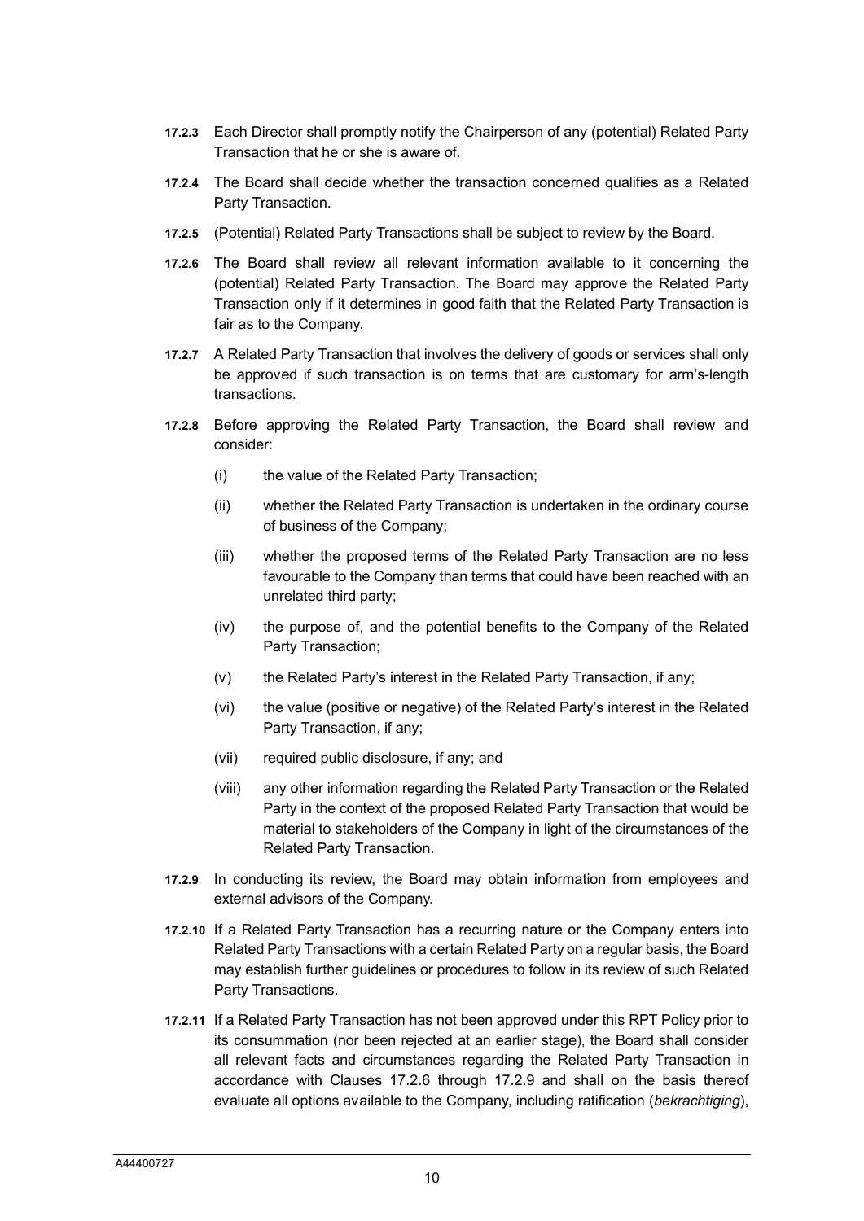**17.2.3** Each Director shall promptly notify the Chairperson of any (potential) Related Party Transaction that he or she is aware of.

**17.2.4** The Board shall decide whether the transaction concerned qualifies as a Related Party Transaction.

**17.2.5** (Potential) Related Party Transactions shall be subject to review by the Board.

**17.2.6** The Board shall review all relevant information available to it concerning the (potential) Related Party Transaction. The Board may approve the Related Party Transaction only if it determines in good faith that the Related Party Transaction is fair as to the Company.

**17.2.7** A Related Party Transaction that involves the delivery of goods or services shall only be approved if such transaction is on terms that are customary for arm's-length transactions.

**17.2.8** Before approving the Related Party Transaction, the Board shall review and consider:

(i) the value of the Related Party Transaction;

(ii) whether the Related Party Transaction is undertaken in the ordinary course of business of the Company;

(iii) whether the proposed terms of the Related Party Transaction are no less favourable to the Company than terms that could have been reached with an unrelated third party;

(iv) the purpose of, and the potential benefits to the Company of the Related Party Transaction;

(v) the Related Party's interest in the Related Party Transaction, if any;

(vi) the value (positive or negative) of the Related Party's interest in the Related Party Transaction, if any;

(vii) required public disclosure, if any; and

(viii) any other information regarding the Related Party Transaction or the Related Party in the context of the proposed Related Party Transaction that would be material to stakeholders of the Company in light of the circumstances of the Related Party Transaction.

**17.2.9** In conducting its review, the Board may obtain information from employees and external advisors of the Company.

**17.2.10** If a Related Party Transaction has a recurring nature or the Company enters into Related Party Transactions with a certain Related Party on a regular basis, the Board may establish further guidelines or procedures to follow in its review of such Related Party Transactions.

**17.2.11** If a Related Party Transaction has not been approved under this RPT Policy prior to its consummation (nor been rejected at an earlier stage), the Board shall consider all relevant facts and circumstances regarding the Related Party Transaction in accordance with Clauses 17.2.6 through 17.2.9 and shall on the basis thereof evaluate all options available to the Company, including ratification (*bekrachtiging*),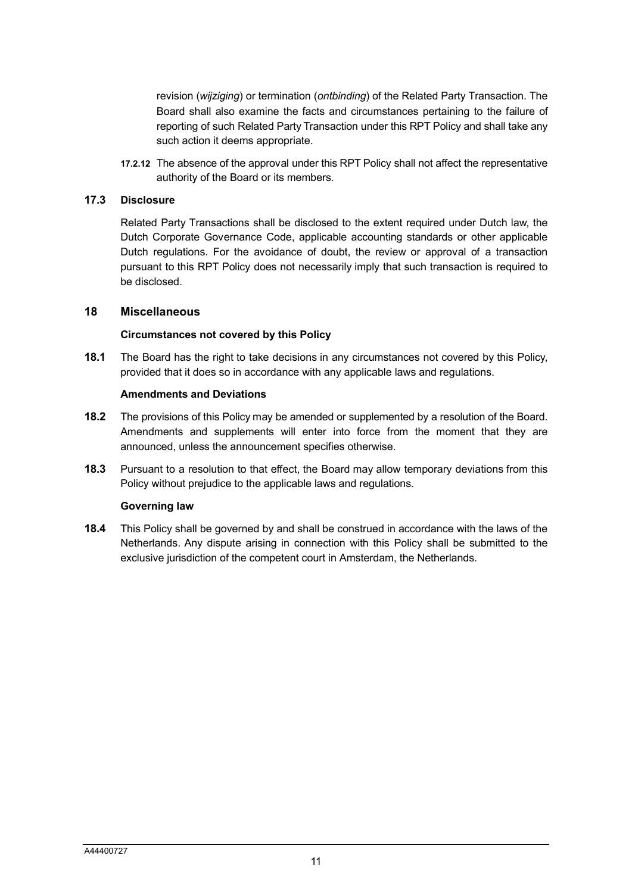revision (*wijziging*) or termination (*ontbinding*) of the Related Party Transaction. The Board shall also examine the facts and circumstances pertaining to the failure of reporting of such Related Party Transaction under this RPT Policy and shall take any such action it deems appropriate.

**17.2.12** The absence of the approval under this RPT Policy shall not affect the representative authority of the Board or its members.

### 17.3 Disclosure

Related Party Transactions shall be disclosed to the extent required under Dutch law, the Dutch Corporate Governance Code, applicable accounting standards or other applicable Dutch regulations. For the avoidance of doubt, the review or approval of a transaction pursuant to this RPT Policy does not necessarily imply that such transaction is required to be disclosed.

## 18 Miscellaneous

**Circumstances not covered by this Policy**

**18.1** The Board has the right to take decisions in any circumstances not covered by this Policy, provided that it does so in accordance with any applicable laws and regulations.

**Amendments and Deviations**

**18.2** The provisions of this Policy may be amended or supplemented by a resolution of the Board. Amendments and supplements will enter into force from the moment that they are announced, unless the announcement specifies otherwise.

**18.3** Pursuant to a resolution to that effect, the Board may allow temporary deviations from this Policy without prejudice to the applicable laws and regulations.

**Governing law**

**18.4** This Policy shall be governed by and shall be construed in accordance with the laws of the Netherlands. Any dispute arising in connection with this Policy shall be submitted to the exclusive jurisdiction of the competent court in Amsterdam, the Netherlands.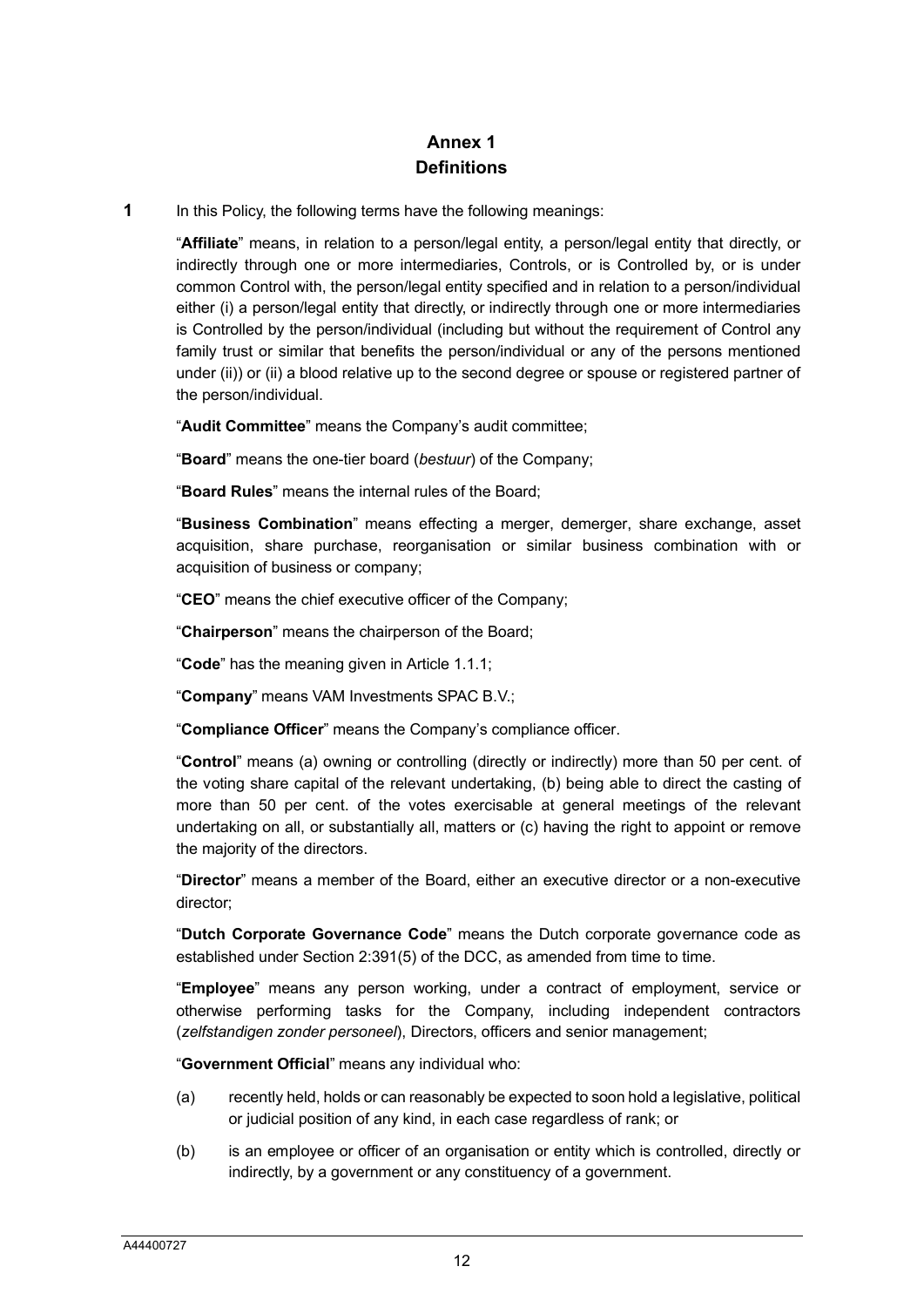# Annex 1
## Definitions

**1** In this Policy, the following terms have the following meanings:

"**Affiliate**" means, in relation to a person/legal entity, a person/legal entity that directly, or indirectly through one or more intermediaries, Controls, or is Controlled by, or is under common Control with, the person/legal entity specified and in relation to a person/individual either (i) a person/legal entity that directly, or indirectly through one or more intermediaries is Controlled by the person/individual (including but without the requirement of Control any family trust or similar that benefits the person/individual or any of the persons mentioned under (ii)) or (ii) a blood relative up to the second degree or spouse or registered partner of the person/individual.

"**Audit Committee**" means the Company's audit committee;

"**Board**" means the one-tier board (*bestuur*) of the Company;

"**Board Rules**" means the internal rules of the Board;

"**Business Combination**" means effecting a merger, demerger, share exchange, asset acquisition, share purchase, reorganisation or similar business combination with or acquisition of business or company;

"**CEO**" means the chief executive officer of the Company;

"**Chairperson**" means the chairperson of the Board;

"**Code**" has the meaning given in Article 1.1.1;

"**Company**" means VAM Investments SPAC B.V.;

"**Compliance Officer**" means the Company's compliance officer.

"**Control**" means (a) owning or controlling (directly or indirectly) more than 50 per cent. of the voting share capital of the relevant undertaking, (b) being able to direct the casting of more than 50 per cent. of the votes exercisable at general meetings of the relevant undertaking on all, or substantially all, matters or (c) having the right to appoint or remove the majority of the directors.

"**Director**" means a member of the Board, either an executive director or a non-executive director;

"**Dutch Corporate Governance Code**" means the Dutch corporate governance code as established under Section 2:391(5) of the DCC, as amended from time to time.

"**Employee**" means any person working, under a contract of employment, service or otherwise performing tasks for the Company, including independent contractors (*zelfstandigen zonder personeel*), Directors, officers and senior management;

"**Government Official**" means any individual who:

(a) recently held, holds or can reasonably be expected to soon hold a legislative, political or judicial position of any kind, in each case regardless of rank; or

(b) is an employee or officer of an organisation or entity which is controlled, directly or indirectly, by a government or any constituency of a government.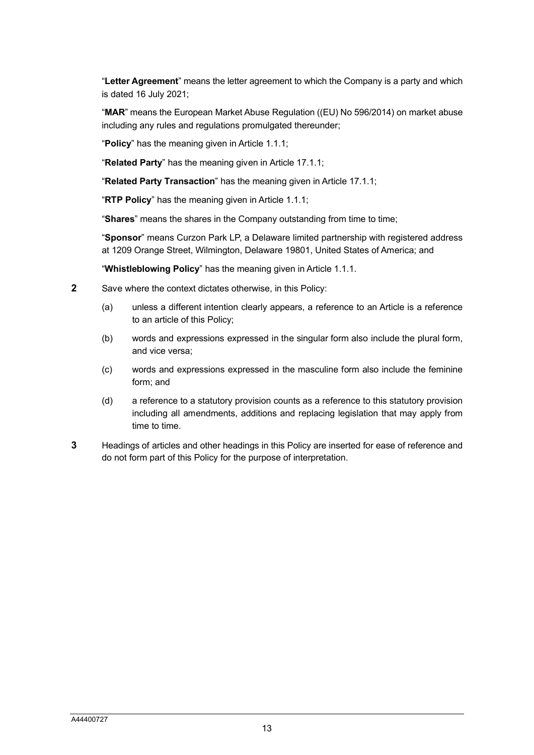"**Letter Agreement**" means the letter agreement to which the Company is a party and which is dated 16 July 2021;

"**MAR**" means the European Market Abuse Regulation ((EU) No 596/2014) on market abuse including any rules and regulations promulgated thereunder;

"**Policy**" has the meaning given in Article 1.1.1;

"**Related Party**" has the meaning given in Article 17.1.1;

"**Related Party Transaction**" has the meaning given in Article 17.1.1;

"**RTP Policy**" has the meaning given in Article 1.1.1;

"**Shares**" means the shares in the Company outstanding from time to time;

"**Sponsor**" means Curzon Park LP, a Delaware limited partnership with registered address at 1209 Orange Street, Wilmington, Delaware 19801, United States of America; and

"**Whistleblowing Policy**" has the meaning given in Article 1.1.1.

**2** Save where the context dictates otherwise, in this Policy:

(a) unless a different intention clearly appears, a reference to an Article is a reference to an article of this Policy;

(b) words and expressions expressed in the singular form also include the plural form, and vice versa;

(c) words and expressions expressed in the masculine form also include the feminine form; and

(d) a reference to a statutory provision counts as a reference to this statutory provision including all amendments, additions and replacing legislation that may apply from time to time.

**3** Headings of articles and other headings in this Policy are inserted for ease of reference and do not form part of this Policy for the purpose of interpretation.